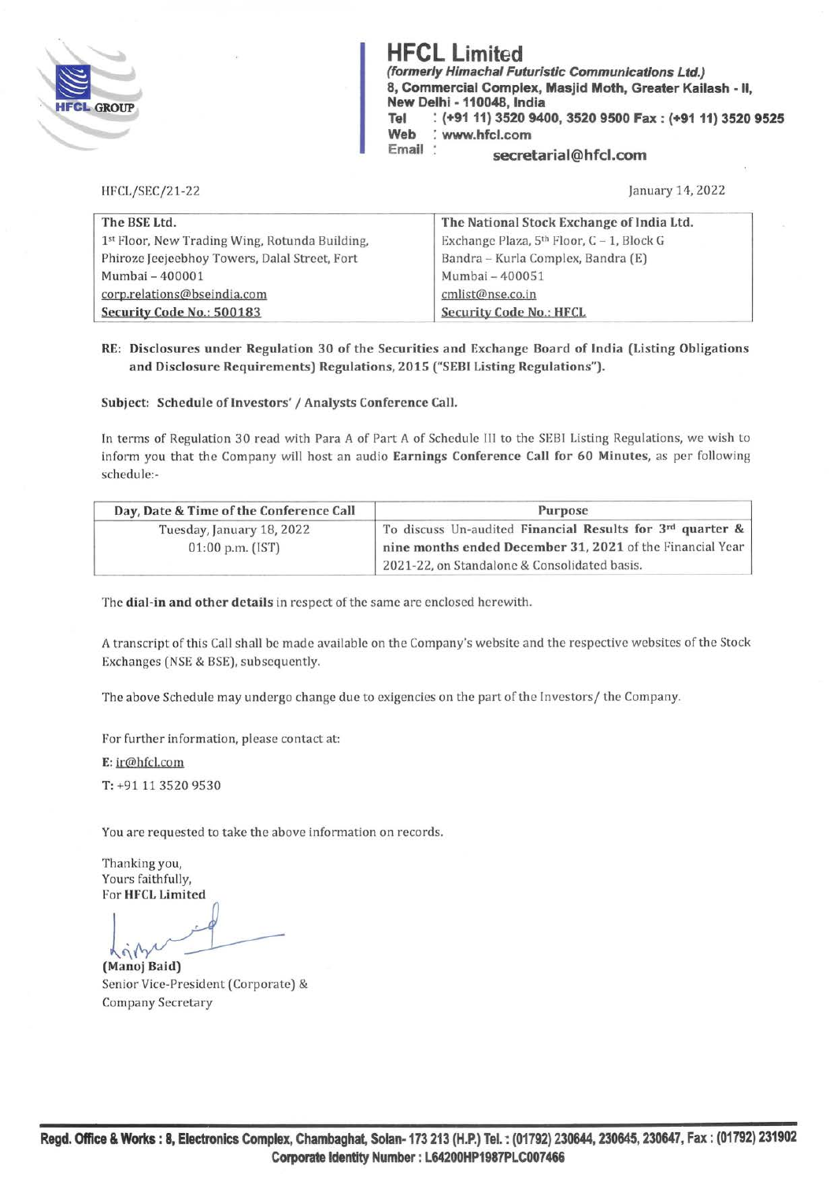# HFCL Limited

***(formerly Himachal Futuristic Communications Ltd.)***
**8, Commercial Complex, Masjid Moth, Greater Kailash - II, New Delhi - 110048, India**
**Tel : (+91 11) 3520 9400, 3520 9500 Fax : (+91 11) 3520 9525**
**Web : www.hfcl.com**
**Email : secretarial@hfcl.com**

HFCL/SEC/21-22

January 14, 2022

| The BSE Ltd. | The National Stock Exchange of India Ltd. |
|---|---|
| 1st Floor, New Trading Wing, Rotunda Building, | Exchange Plaza, 5th Floor, C – 1, Block G |
| Phiroze Jeejeebhoy Towers, Dalal Street, Fort | Bandra – Kurla Complex, Bandra (E) |
| Mumbai – 400001 | Mumbai – 400051 |
| corp.relations@bseindia.com | cmlist@nse.co.in |
| **Security Code No.: 500183** | **Security Code No.: HFCL** |

**RE: Disclosures under Regulation 30 of the Securities and Exchange Board of India (Listing Obligations and Disclosure Requirements) Regulations, 2015 ("SEBI Listing Regulations").**

**Subject: Schedule of Investors' / Analysts Conference Call.**

In terms of Regulation 30 read with Para A of Part A of Schedule III to the SEBI Listing Regulations, we wish to inform you that the Company will host an audio **Earnings Conference Call for 60 Minutes**, as per following schedule:-

| Day, Date & Time of the Conference Call | Purpose |
|---|---|
| Tuesday, January 18, 2022<br>01:00 p.m. (IST) | To discuss Un-audited **Financial Results for 3rd quarter & nine months ended December 31, 2021** of the Financial Year 2021-22, on Standalone & Consolidated basis. |

The **dial-in and other details** in respect of the same are enclosed herewith.

A transcript of this Call shall be made available on the Company's website and the respective websites of the Stock Exchanges (NSE & BSE), subsequently.

The above Schedule may undergo change due to exigencies on the part of the Investors/ the Company.

For further information, please contact at:

**E:** ir@hfcl.com

**T:** +91 11 3520 9530

You are requested to take the above information on records.

Thanking you,
Yours faithfully,
For **HFCL Limited**

**(Manoj Baid)**
Senior Vice-President (Corporate) &
Company Secretary

**Regd. Office & Works : 8, Electronics Complex, Chambaghat, Solan- 173 213 (H.P.) Tel. : (01792) 230644, 230645, 230647, Fax : (01792) 231902**
**Corporate Identity Number : L64200HP1987PLC007466**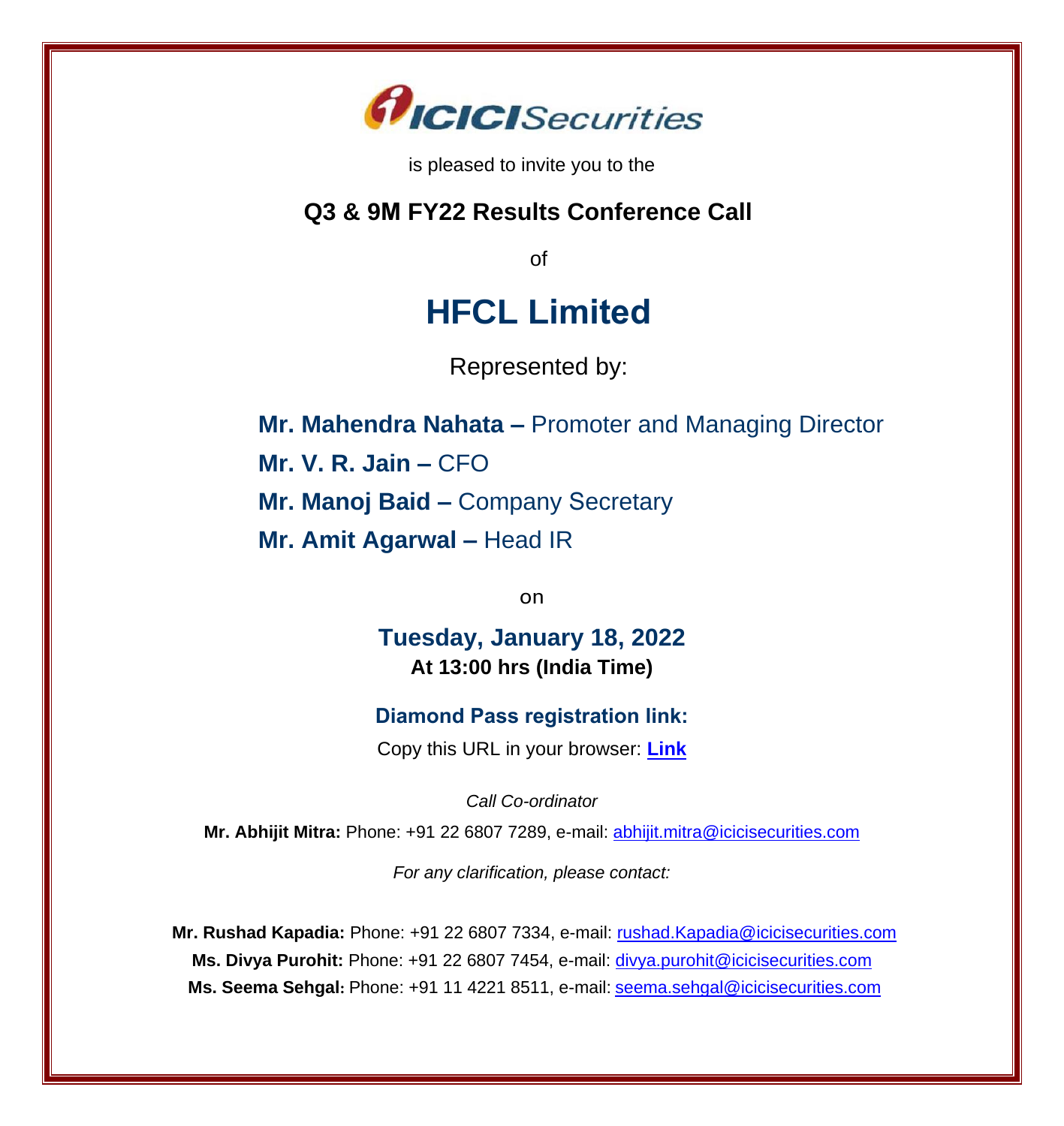ICICI Securities

is pleased to invite you to the

## Q3 & 9M FY22 Results Conference Call

of

# HFCL Limited

Represented by:

**Mr. Mahendra Nahata –** Promoter and Managing Director

**Mr. V. R. Jain –** CFO

**Mr. Manoj Baid –** Company Secretary

**Mr. Amit Agarwal –** Head IR

on

**Tuesday, January 18, 2022**
**At 13:00 hrs (India Time)**

**Diamond Pass registration link:**

Copy this URL in your browser: **Link**

*Call Co-ordinator*

**Mr. Abhijit Mitra:** Phone: +91 22 6807 7289, e-mail: abhijit.mitra@icicisecurities.com

*For any clarification, please contact:*

**Mr. Rushad Kapadia:** Phone: +91 22 6807 7334, e-mail: rushad.Kapadia@icicisecurities.com
**Ms. Divya Purohit:** Phone: +91 22 6807 7454, e-mail: divya.purohit@icicisecurities.com
**Ms. Seema Sehgal:** Phone: +91 11 4221 8511, e-mail: seema.sehgal@icicisecurities.com